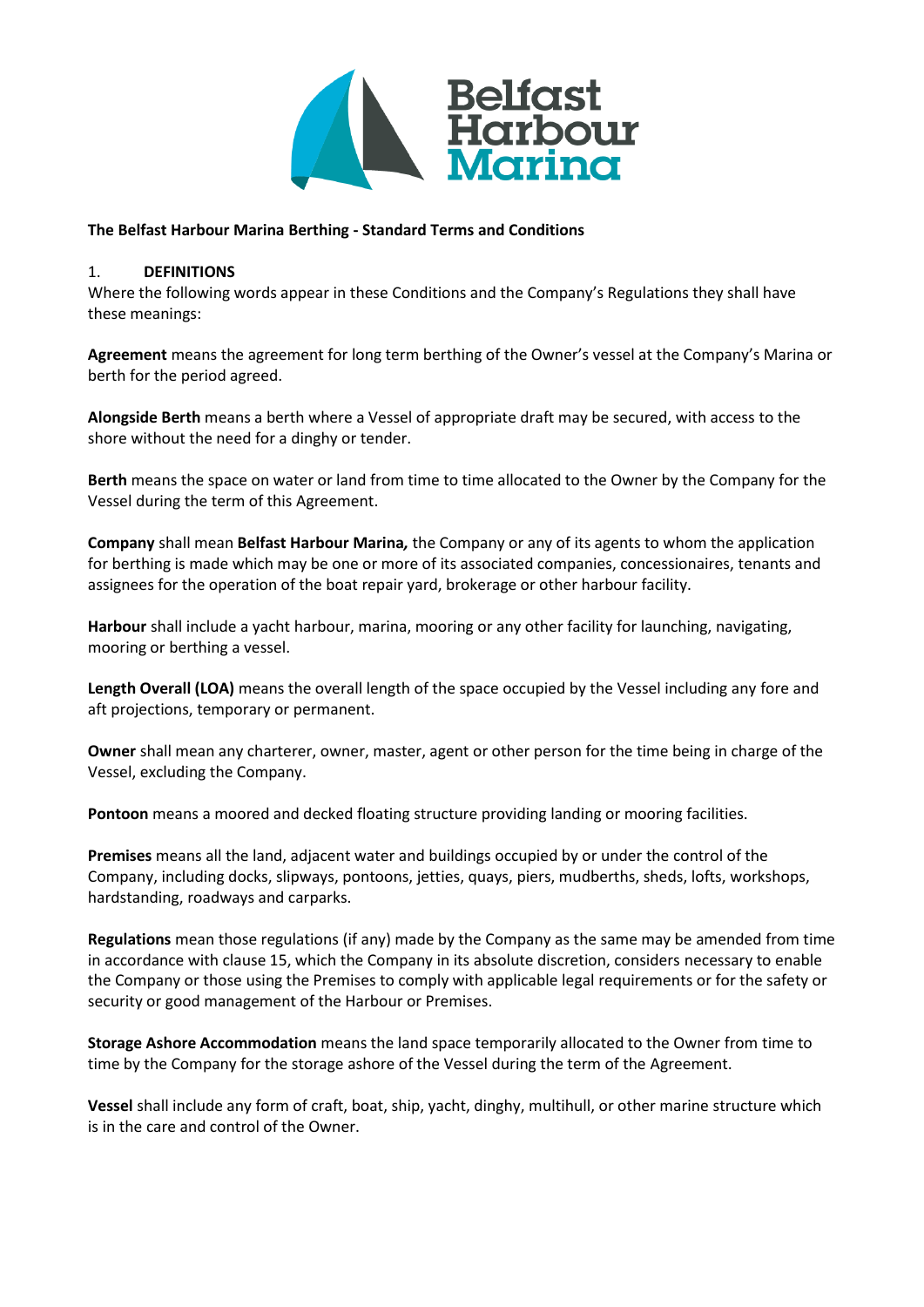**The Belfast Harbour Marina Berthing - Standard Terms and Conditions**

## 1. DEFINITIONS

Where the following words appear in these Conditions and the Company's Regulations they shall have these meanings:

**Agreement** means the agreement for long term berthing of the Owner's vessel at the Company's Marina or berth for the period agreed.

**Alongside Berth** means a berth where a Vessel of appropriate draft may be secured, with access to the shore without the need for a dinghy or tender.

**Berth** means the space on water or land from time to time allocated to the Owner by the Company for the Vessel during the term of this Agreement.

**Company** shall mean **Belfast Harbour Marina***,* the Company or any of its agents to whom the application for berthing is made which may be one or more of its associated companies, concessionaires, tenants and assignees for the operation of the boat repair yard, brokerage or other harbour facility.

**Harbour** shall include a yacht harbour, marina, mooring or any other facility for launching, navigating, mooring or berthing a vessel.

**Length Overall (LOA)** means the overall length of the space occupied by the Vessel including any fore and aft projections, temporary or permanent.

**Owner** shall mean any charterer, owner, master, agent or other person for the time being in charge of the Vessel, excluding the Company.

**Pontoon** means a moored and decked floating structure providing landing or mooring facilities.

**Premises** means all the land, adjacent water and buildings occupied by or under the control of the Company, including docks, slipways, pontoons, jetties, quays, piers, mudberths, sheds, lofts, workshops, hardstanding, roadways and carparks.

**Regulations** mean those regulations (if any) made by the Company as the same may be amended from time in accordance with clause 15, which the Company in its absolute discretion, considers necessary to enable the Company or those using the Premises to comply with applicable legal requirements or for the safety or security or good management of the Harbour or Premises.

**Storage Ashore Accommodation** means the land space temporarily allocated to the Owner from time to time by the Company for the storage ashore of the Vessel during the term of the Agreement.

**Vessel** shall include any form of craft, boat, ship, yacht, dinghy, multihull, or other marine structure which is in the care and control of the Owner.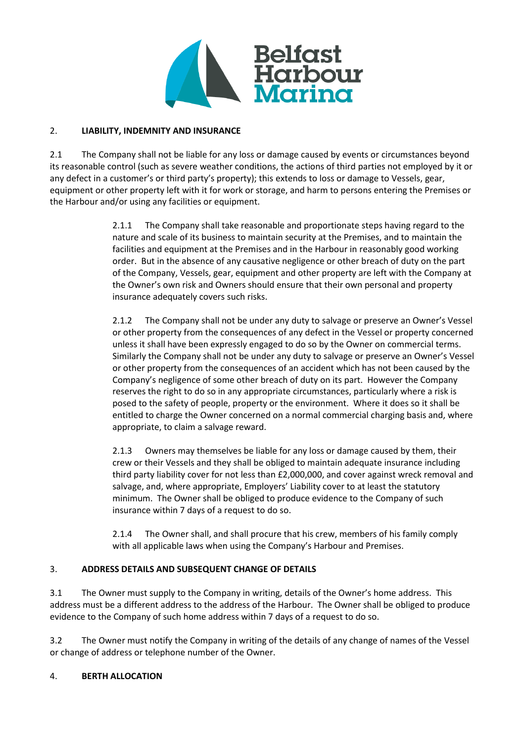## 2. LIABILITY, INDEMNITY AND INSURANCE

2.1 The Company shall not be liable for any loss or damage caused by events or circumstances beyond its reasonable control (such as severe weather conditions, the actions of third parties not employed by it or any defect in a customer's or third party's property); this extends to loss or damage to Vessels, gear, equipment or other property left with it for work or storage, and harm to persons entering the Premises or the Harbour and/or using any facilities or equipment.

> 2.1.1 The Company shall take reasonable and proportionate steps having regard to the nature and scale of its business to maintain security at the Premises, and to maintain the facilities and equipment at the Premises and in the Harbour in reasonably good working order. But in the absence of any causative negligence or other breach of duty on the part of the Company, Vessels, gear, equipment and other property are left with the Company at the Owner's own risk and Owners should ensure that their own personal and property insurance adequately covers such risks.
>
> 2.1.2 The Company shall not be under any duty to salvage or preserve an Owner's Vessel or other property from the consequences of any defect in the Vessel or property concerned unless it shall have been expressly engaged to do so by the Owner on commercial terms. Similarly the Company shall not be under any duty to salvage or preserve an Owner's Vessel or other property from the consequences of an accident which has not been caused by the Company's negligence of some other breach of duty on its part. However the Company reserves the right to do so in any appropriate circumstances, particularly where a risk is posed to the safety of people, property or the environment. Where it does so it shall be entitled to charge the Owner concerned on a normal commercial charging basis and, where appropriate, to claim a salvage reward.
>
> 2.1.3 Owners may themselves be liable for any loss or damage caused by them, their crew or their Vessels and they shall be obliged to maintain adequate insurance including third party liability cover for not less than £2,000,000, and cover against wreck removal and salvage, and, where appropriate, Employers' Liability cover to at least the statutory minimum. The Owner shall be obliged to produce evidence to the Company of such insurance within 7 days of a request to do so.
>
> 2.1.4 The Owner shall, and shall procure that his crew, members of his family comply with all applicable laws when using the Company's Harbour and Premises.

## 3. ADDRESS DETAILS AND SUBSEQUENT CHANGE OF DETAILS

3.1 The Owner must supply to the Company in writing, details of the Owner's home address. This address must be a different address to the address of the Harbour. The Owner shall be obliged to produce evidence to the Company of such home address within 7 days of a request to do so.

3.2 The Owner must notify the Company in writing of the details of any change of names of the Vessel or change of address or telephone number of the Owner.

## 4. BERTH ALLOCATION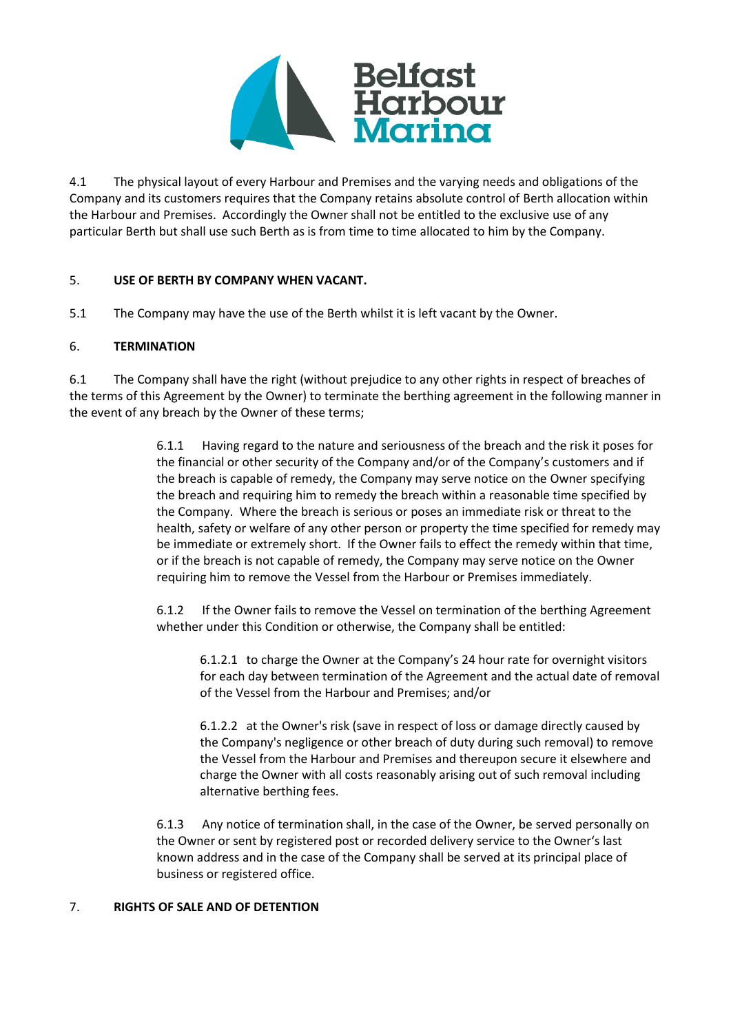4.1 The physical layout of every Harbour and Premises and the varying needs and obligations of the Company and its customers requires that the Company retains absolute control of Berth allocation within the Harbour and Premises. Accordingly the Owner shall not be entitled to the exclusive use of any particular Berth but shall use such Berth as is from time to time allocated to him by the Company.

## 5. USE OF BERTH BY COMPANY WHEN VACANT.

5.1 The Company may have the use of the Berth whilst it is left vacant by the Owner.

## 6. TERMINATION

6.1 The Company shall have the right (without prejudice to any other rights in respect of breaches of the terms of this Agreement by the Owner) to terminate the berthing agreement in the following manner in the event of any breach by the Owner of these terms;

> 6.1.1 Having regard to the nature and seriousness of the breach and the risk it poses for the financial or other security of the Company and/or of the Company's customers and if the breach is capable of remedy, the Company may serve notice on the Owner specifying the breach and requiring him to remedy the breach within a reasonable time specified by the Company. Where the breach is serious or poses an immediate risk or threat to the health, safety or welfare of any other person or property the time specified for remedy may be immediate or extremely short. If the Owner fails to effect the remedy within that time, or if the breach is not capable of remedy, the Company may serve notice on the Owner requiring him to remove the Vessel from the Harbour or Premises immediately.
>
> 6.1.2 If the Owner fails to remove the Vessel on termination of the berthing Agreement whether under this Condition or otherwise, the Company shall be entitled:
>
> > 6.1.2.1 to charge the Owner at the Company's 24 hour rate for overnight visitors for each day between termination of the Agreement and the actual date of removal of the Vessel from the Harbour and Premises; and/or
> >
> > 6.1.2.2 at the Owner's risk (save in respect of loss or damage directly caused by the Company's negligence or other breach of duty during such removal) to remove the Vessel from the Harbour and Premises and thereupon secure it elsewhere and charge the Owner with all costs reasonably arising out of such removal including alternative berthing fees.
>
> 6.1.3 Any notice of termination shall, in the case of the Owner, be served personally on the Owner or sent by registered post or recorded delivery service to the Owner's last known address and in the case of the Company shall be served at its principal place of business or registered office.

## 7. RIGHTS OF SALE AND OF DETENTION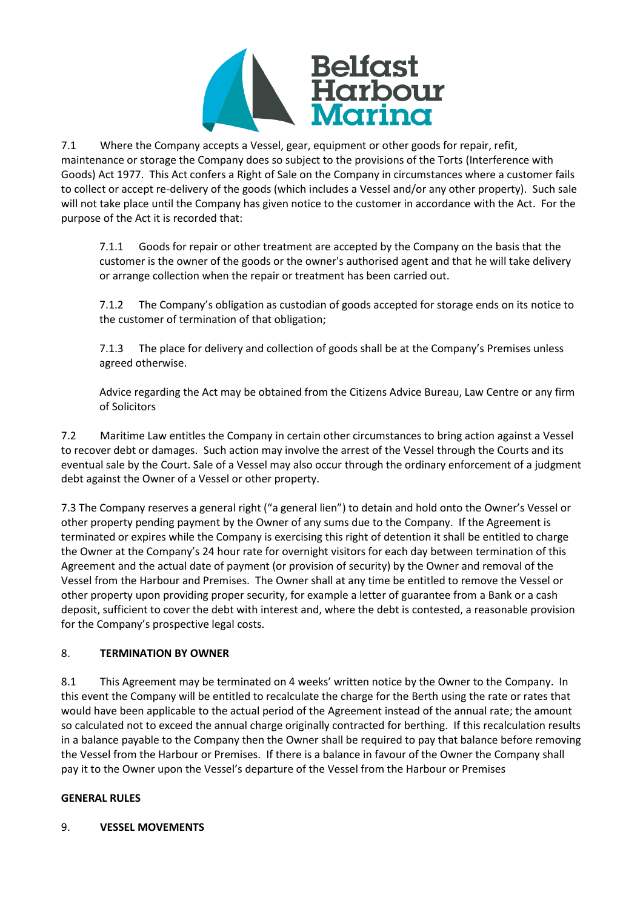7.1 Where the Company accepts a Vessel, gear, equipment or other goods for repair, refit, maintenance or storage the Company does so subject to the provisions of the Torts (Interference with Goods) Act 1977. This Act confers a Right of Sale on the Company in circumstances where a customer fails to collect or accept re-delivery of the goods (which includes a Vessel and/or any other property). Such sale will not take place until the Company has given notice to the customer in accordance with the Act. For the purpose of the Act it is recorded that:

> 7.1.1 Goods for repair or other treatment are accepted by the Company on the basis that the customer is the owner of the goods or the owner's authorised agent and that he will take delivery or arrange collection when the repair or treatment has been carried out.
>
> 7.1.2 The Company's obligation as custodian of goods accepted for storage ends on its notice to the customer of termination of that obligation;
>
> 7.1.3 The place for delivery and collection of goods shall be at the Company's Premises unless agreed otherwise.
>
> Advice regarding the Act may be obtained from the Citizens Advice Bureau, Law Centre or any firm of Solicitors

7.2 Maritime Law entitles the Company in certain other circumstances to bring action against a Vessel to recover debt or damages. Such action may involve the arrest of the Vessel through the Courts and its eventual sale by the Court. Sale of a Vessel may also occur through the ordinary enforcement of a judgment debt against the Owner of a Vessel or other property.

7.3 The Company reserves a general right ("a general lien") to detain and hold onto the Owner's Vessel or other property pending payment by the Owner of any sums due to the Company. If the Agreement is terminated or expires while the Company is exercising this right of detention it shall be entitled to charge the Owner at the Company's 24 hour rate for overnight visitors for each day between termination of this Agreement and the actual date of payment (or provision of security) by the Owner and removal of the Vessel from the Harbour and Premises. The Owner shall at any time be entitled to remove the Vessel or other property upon providing proper security, for example a letter of guarantee from a Bank or a cash deposit, sufficient to cover the debt with interest and, where the debt is contested, a reasonable provision for the Company's prospective legal costs.

## 8. TERMINATION BY OWNER

8.1 This Agreement may be terminated on 4 weeks' written notice by the Owner to the Company. In this event the Company will be entitled to recalculate the charge for the Berth using the rate or rates that would have been applicable to the actual period of the Agreement instead of the annual rate; the amount so calculated not to exceed the annual charge originally contracted for berthing. If this recalculation results in a balance payable to the Company then the Owner shall be required to pay that balance before removing the Vessel from the Harbour or Premises. If there is a balance in favour of the Owner the Company shall pay it to the Owner upon the Vessel's departure of the Vessel from the Harbour or Premises

## GENERAL RULES

## 9. VESSEL MOVEMENTS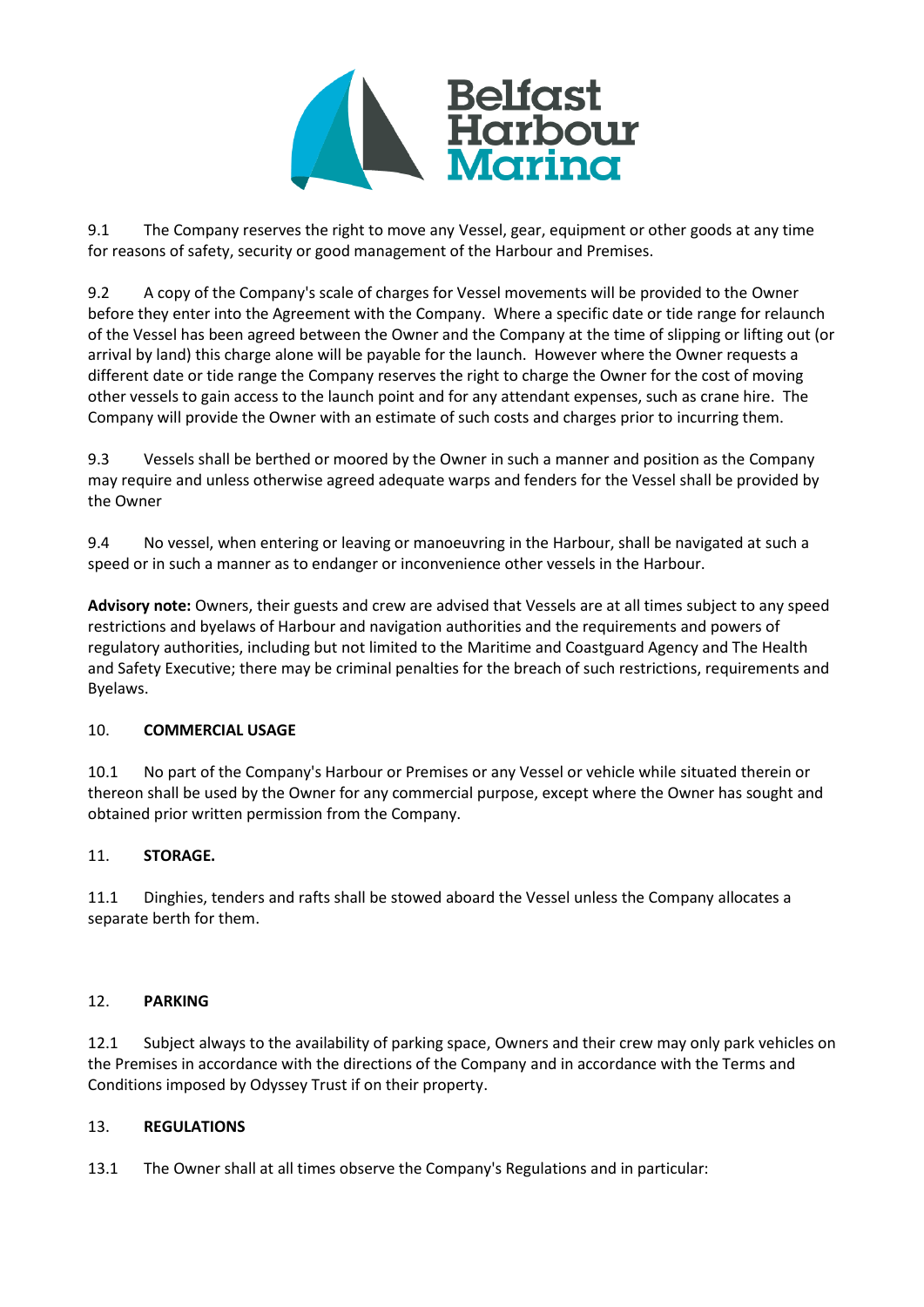9.1 The Company reserves the right to move any Vessel, gear, equipment or other goods at any time for reasons of safety, security or good management of the Harbour and Premises.

9.2 A copy of the Company's scale of charges for Vessel movements will be provided to the Owner before they enter into the Agreement with the Company. Where a specific date or tide range for relaunch of the Vessel has been agreed between the Owner and the Company at the time of slipping or lifting out (or arrival by land) this charge alone will be payable for the launch. However where the Owner requests a different date or tide range the Company reserves the right to charge the Owner for the cost of moving other vessels to gain access to the launch point and for any attendant expenses, such as crane hire. The Company will provide the Owner with an estimate of such costs and charges prior to incurring them.

9.3 Vessels shall be berthed or moored by the Owner in such a manner and position as the Company may require and unless otherwise agreed adequate warps and fenders for the Vessel shall be provided by the Owner

9.4 No vessel, when entering or leaving or manoeuvring in the Harbour, shall be navigated at such a speed or in such a manner as to endanger or inconvenience other vessels in the Harbour.

**Advisory note:** Owners, their guests and crew are advised that Vessels are at all times subject to any speed restrictions and byelaws of Harbour and navigation authorities and the requirements and powers of regulatory authorities, including but not limited to the Maritime and Coastguard Agency and The Health and Safety Executive; there may be criminal penalties for the breach of such restrictions, requirements and Byelaws.

## 10. COMMERCIAL USAGE

10.1 No part of the Company's Harbour or Premises or any Vessel or vehicle while situated therein or thereon shall be used by the Owner for any commercial purpose, except where the Owner has sought and obtained prior written permission from the Company.

## 11. STORAGE.

11.1 Dinghies, tenders and rafts shall be stowed aboard the Vessel unless the Company allocates a separate berth for them.

## 12. PARKING

12.1 Subject always to the availability of parking space, Owners and their crew may only park vehicles on the Premises in accordance with the directions of the Company and in accordance with the Terms and Conditions imposed by Odyssey Trust if on their property.

## 13. REGULATIONS

13.1 The Owner shall at all times observe the Company's Regulations and in particular: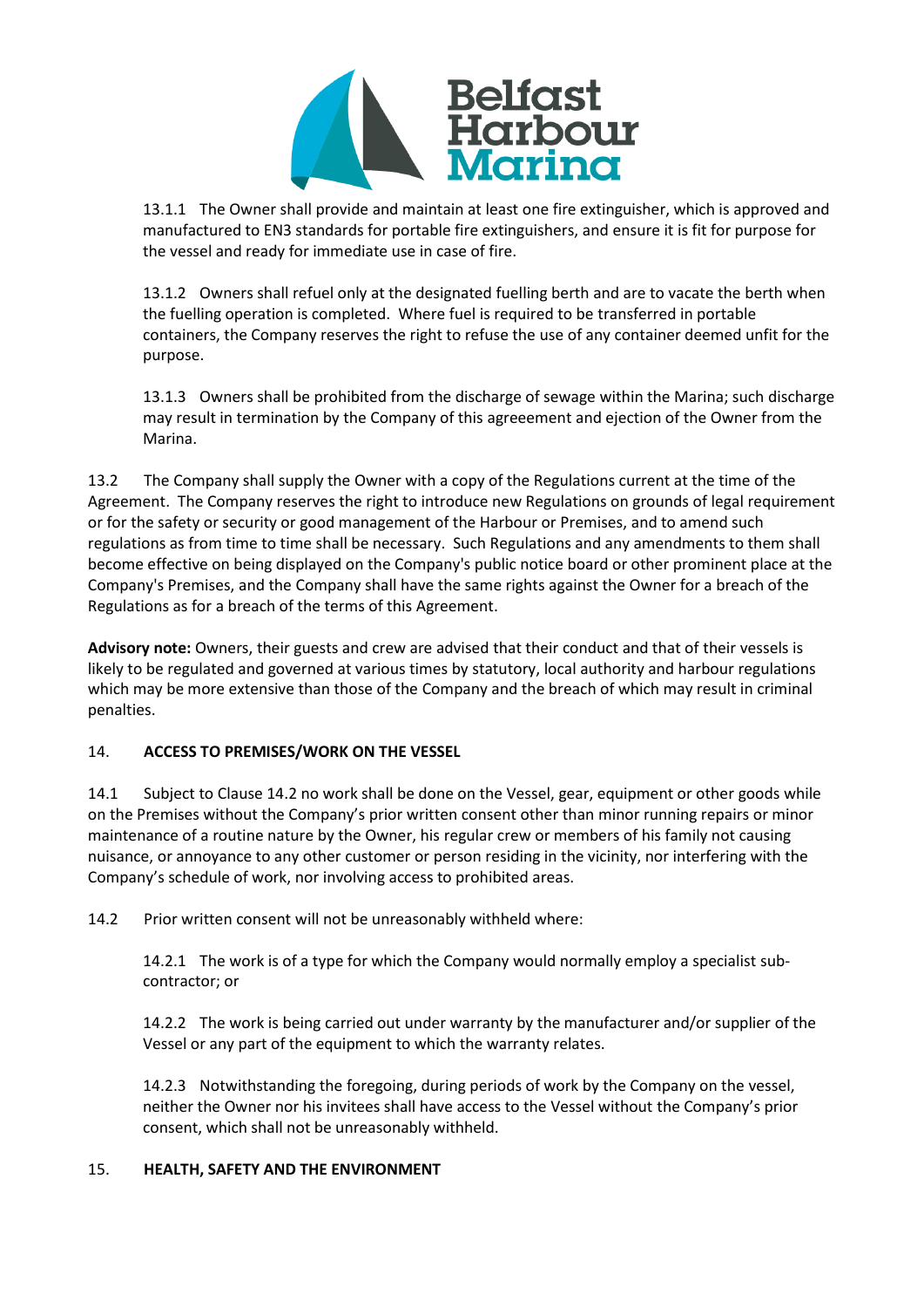13.1.1 The Owner shall provide and maintain at least one fire extinguisher, which is approved and manufactured to EN3 standards for portable fire extinguishers, and ensure it is fit for purpose for the vessel and ready for immediate use in case of fire.

13.1.2 Owners shall refuel only at the designated fuelling berth and are to vacate the berth when the fuelling operation is completed. Where fuel is required to be transferred in portable containers, the Company reserves the right to refuse the use of any container deemed unfit for the purpose.

13.1.3 Owners shall be prohibited from the discharge of sewage within the Marina; such discharge may result in termination by the Company of this agreeement and ejection of the Owner from the Marina.

13.2 The Company shall supply the Owner with a copy of the Regulations current at the time of the Agreement. The Company reserves the right to introduce new Regulations on grounds of legal requirement or for the safety or security or good management of the Harbour or Premises, and to amend such regulations as from time to time shall be necessary. Such Regulations and any amendments to them shall become effective on being displayed on the Company's public notice board or other prominent place at the Company's Premises, and the Company shall have the same rights against the Owner for a breach of the Regulations as for a breach of the terms of this Agreement.

**Advisory note:** Owners, their guests and crew are advised that their conduct and that of their vessels is likely to be regulated and governed at various times by statutory, local authority and harbour regulations which may be more extensive than those of the Company and the breach of which may result in criminal penalties.

## 14. ACCESS TO PREMISES/WORK ON THE VESSEL

14.1 Subject to Clause 14.2 no work shall be done on the Vessel, gear, equipment or other goods while on the Premises without the Company's prior written consent other than minor running repairs or minor maintenance of a routine nature by the Owner, his regular crew or members of his family not causing nuisance, or annoyance to any other customer or person residing in the vicinity, nor interfering with the Company's schedule of work, nor involving access to prohibited areas.

14.2 Prior written consent will not be unreasonably withheld where:

14.2.1 The work is of a type for which the Company would normally employ a specialist sub-contractor; or

14.2.2 The work is being carried out under warranty by the manufacturer and/or supplier of the Vessel or any part of the equipment to which the warranty relates.

14.2.3 Notwithstanding the foregoing, during periods of work by the Company on the vessel, neither the Owner nor his invitees shall have access to the Vessel without the Company's prior consent, which shall not be unreasonably withheld.

## 15. HEALTH, SAFETY AND THE ENVIRONMENT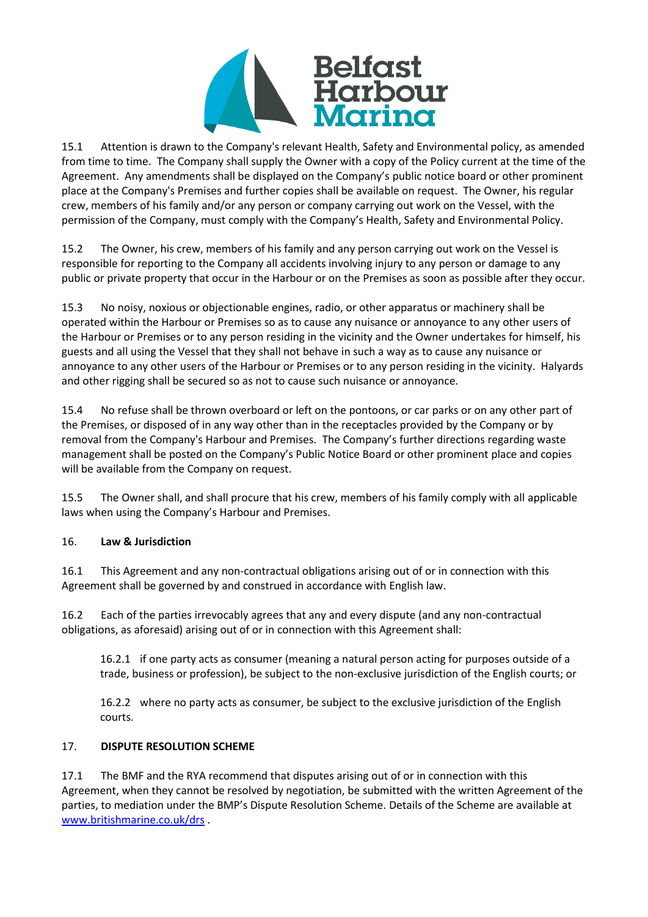15.1 Attention is drawn to the Company's relevant Health, Safety and Environmental policy, as amended from time to time. The Company shall supply the Owner with a copy of the Policy current at the time of the Agreement. Any amendments shall be displayed on the Company's public notice board or other prominent place at the Company's Premises and further copies shall be available on request. The Owner, his regular crew, members of his family and/or any person or company carrying out work on the Vessel, with the permission of the Company, must comply with the Company's Health, Safety and Environmental Policy.

15.2 The Owner, his crew, members of his family and any person carrying out work on the Vessel is responsible for reporting to the Company all accidents involving injury to any person or damage to any public or private property that occur in the Harbour or on the Premises as soon as possible after they occur.

15.3 No noisy, noxious or objectionable engines, radio, or other apparatus or machinery shall be operated within the Harbour or Premises so as to cause any nuisance or annoyance to any other users of the Harbour or Premises or to any person residing in the vicinity and the Owner undertakes for himself, his guests and all using the Vessel that they shall not behave in such a way as to cause any nuisance or annoyance to any other users of the Harbour or Premises or to any person residing in the vicinity. Halyards and other rigging shall be secured so as not to cause such nuisance or annoyance.

15.4 No refuse shall be thrown overboard or left on the pontoons, or car parks or on any other part of the Premises, or disposed of in any way other than in the receptacles provided by the Company or by removal from the Company's Harbour and Premises. The Company's further directions regarding waste management shall be posted on the Company's Public Notice Board or other prominent place and copies will be available from the Company on request.

15.5 The Owner shall, and shall procure that his crew, members of his family comply with all applicable laws when using the Company's Harbour and Premises.

## 16. Law & Jurisdiction

16.1 This Agreement and any non-contractual obligations arising out of or in connection with this Agreement shall be governed by and construed in accordance with English law.

16.2 Each of the parties irrevocably agrees that any and every dispute (and any non-contractual obligations, as aforesaid) arising out of or in connection with this Agreement shall:

16.2.1 if one party acts as consumer (meaning a natural person acting for purposes outside of a trade, business or profession), be subject to the non-exclusive jurisdiction of the English courts; or

16.2.2 where no party acts as consumer, be subject to the exclusive jurisdiction of the English courts.

## 17. DISPUTE RESOLUTION SCHEME

17.1 The BMF and the RYA recommend that disputes arising out of or in connection with this Agreement, when they cannot be resolved by negotiation, be submitted with the written Agreement of the parties, to mediation under the BMP's Dispute Resolution Scheme. Details of the Scheme are available at [www.britishmarine.co.uk/drs](www.britishmarine.co.uk/drs) .